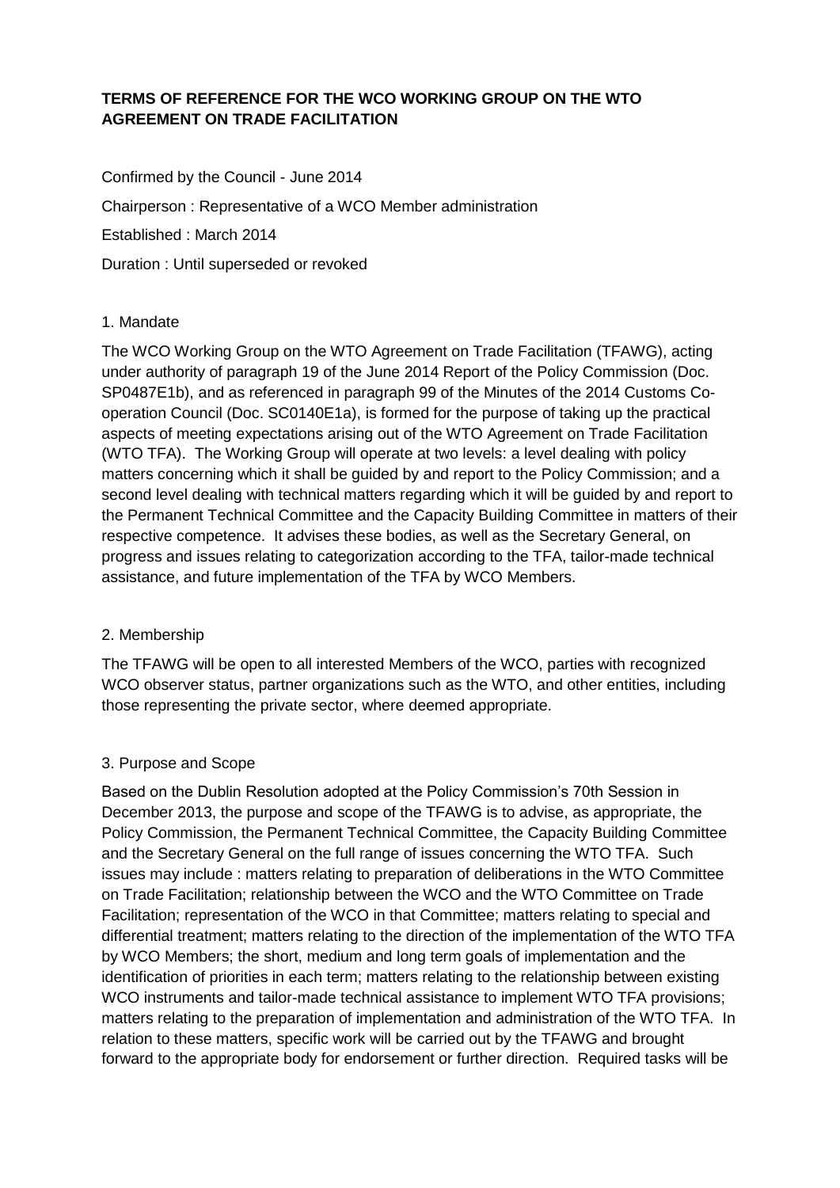# TERMS OF REFERENCE FOR THE WCO WORKING GROUP ON THE WTO AGREEMENT ON TRADE FACILITATION

Confirmed by the Council - June 2014

Chairperson : Representative of a WCO Member administration

Established : March 2014

Duration : Until superseded or revoked

## 1. Mandate

The WCO Working Group on the WTO Agreement on Trade Facilitation (TFAWG), acting under authority of paragraph 19 of the June 2014 Report of the Policy Commission (Doc. SP0487E1b), and as referenced in paragraph 99 of the Minutes of the 2014 Customs Co-operation Council (Doc. SC0140E1a), is formed for the purpose of taking up the practical aspects of meeting expectations arising out of the WTO Agreement on Trade Facilitation (WTO TFA). The Working Group will operate at two levels: a level dealing with policy matters concerning which it shall be guided by and report to the Policy Commission; and a second level dealing with technical matters regarding which it will be guided by and report to the Permanent Technical Committee and the Capacity Building Committee in matters of their respective competence. It advises these bodies, as well as the Secretary General, on progress and issues relating to categorization according to the TFA, tailor-made technical assistance, and future implementation of the TFA by WCO Members.

## 2. Membership

The TFAWG will be open to all interested Members of the WCO, parties with recognized WCO observer status, partner organizations such as the WTO, and other entities, including those representing the private sector, where deemed appropriate.

## 3. Purpose and Scope

Based on the Dublin Resolution adopted at the Policy Commission's 70th Session in December 2013, the purpose and scope of the TFAWG is to advise, as appropriate, the Policy Commission, the Permanent Technical Committee, the Capacity Building Committee and the Secretary General on the full range of issues concerning the WTO TFA. Such issues may include : matters relating to preparation of deliberations in the WTO Committee on Trade Facilitation; relationship between the WCO and the WTO Committee on Trade Facilitation; representation of the WCO in that Committee; matters relating to special and differential treatment; matters relating to the direction of the implementation of the WTO TFA by WCO Members; the short, medium and long term goals of implementation and the identification of priorities in each term; matters relating to the relationship between existing WCO instruments and tailor-made technical assistance to implement WTO TFA provisions; matters relating to the preparation of implementation and administration of the WTO TFA. In relation to these matters, specific work will be carried out by the TFAWG and brought forward to the appropriate body for endorsement or further direction. Required tasks will be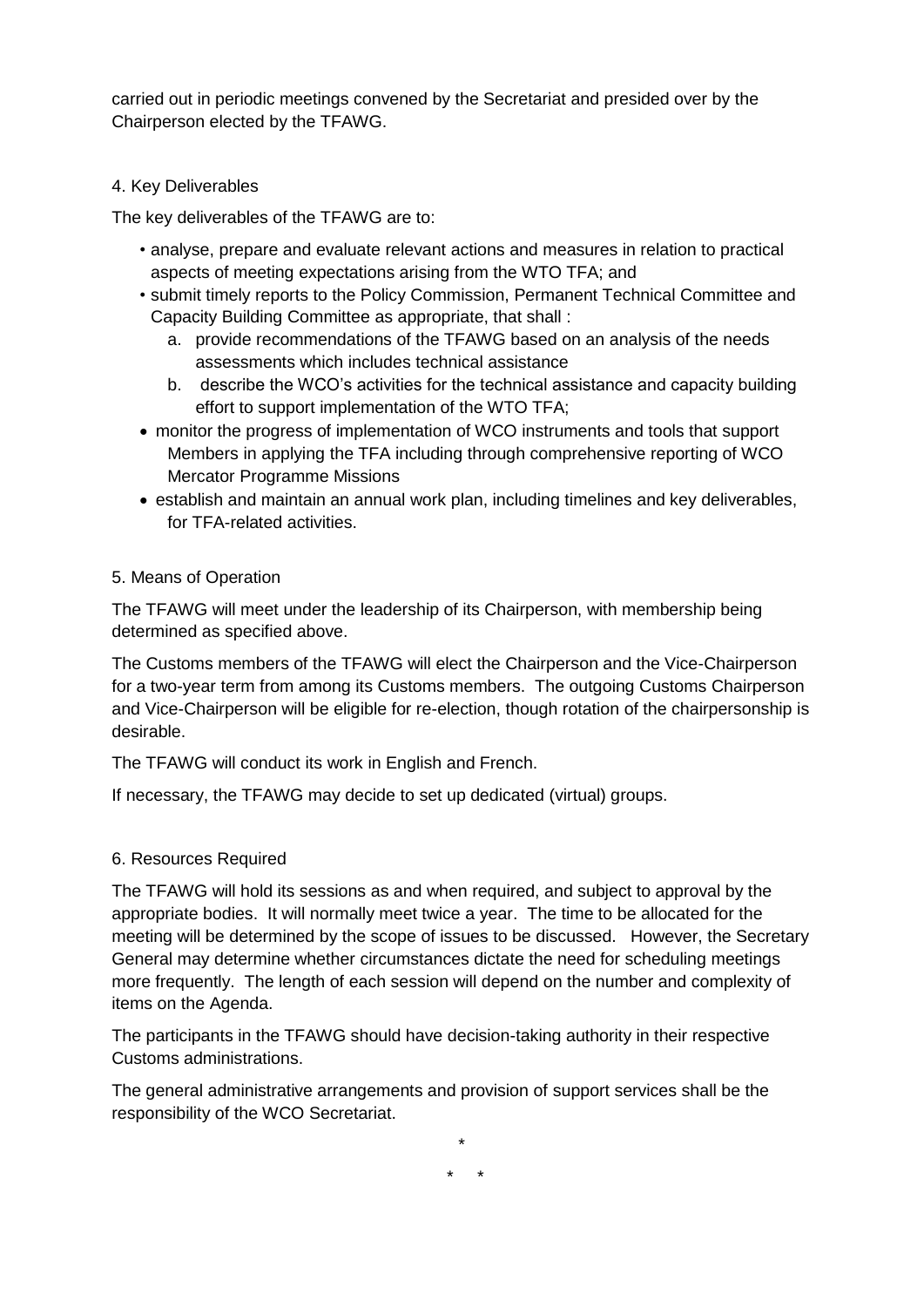carried out in periodic meetings convened by the Secretariat and presided over by the Chairperson elected by the TFAWG.

## 4. Key Deliverables

The key deliverables of the TFAWG are to:

- analyse, prepare and evaluate relevant actions and measures in relation to practical aspects of meeting expectations arising from the WTO TFA; and
- submit timely reports to the Policy Commission, Permanent Technical Committee and Capacity Building Committee as appropriate, that shall :
  a. provide recommendations of the TFAWG based on an analysis of the needs assessments which includes technical assistance
  b. describe the WCO's activities for the technical assistance and capacity building effort to support implementation of the WTO TFA;
- monitor the progress of implementation of WCO instruments and tools that support Members in applying the TFA including through comprehensive reporting of WCO Mercator Programme Missions
- establish and maintain an annual work plan, including timelines and key deliverables, for TFA-related activities.

## 5. Means of Operation

The TFAWG will meet under the leadership of its Chairperson, with membership being determined as specified above.

The Customs members of the TFAWG will elect the Chairperson and the Vice-Chairperson for a two-year term from among its Customs members. The outgoing Customs Chairperson and Vice-Chairperson will be eligible for re-election, though rotation of the chairpersonship is desirable.

The TFAWG will conduct its work in English and French.

If necessary, the TFAWG may decide to set up dedicated (virtual) groups.

## 6. Resources Required

The TFAWG will hold its sessions as and when required, and subject to approval by the appropriate bodies. It will normally meet twice a year. The time to be allocated for the meeting will be determined by the scope of issues to be discussed. However, the Secretary General may determine whether circumstances dictate the need for scheduling meetings more frequently. The length of each session will depend on the number and complexity of items on the Agenda.

The participants in the TFAWG should have decision-taking authority in their respective Customs administrations.

The general administrative arrangements and provision of support services shall be the responsibility of the WCO Secretariat.

*

\* *